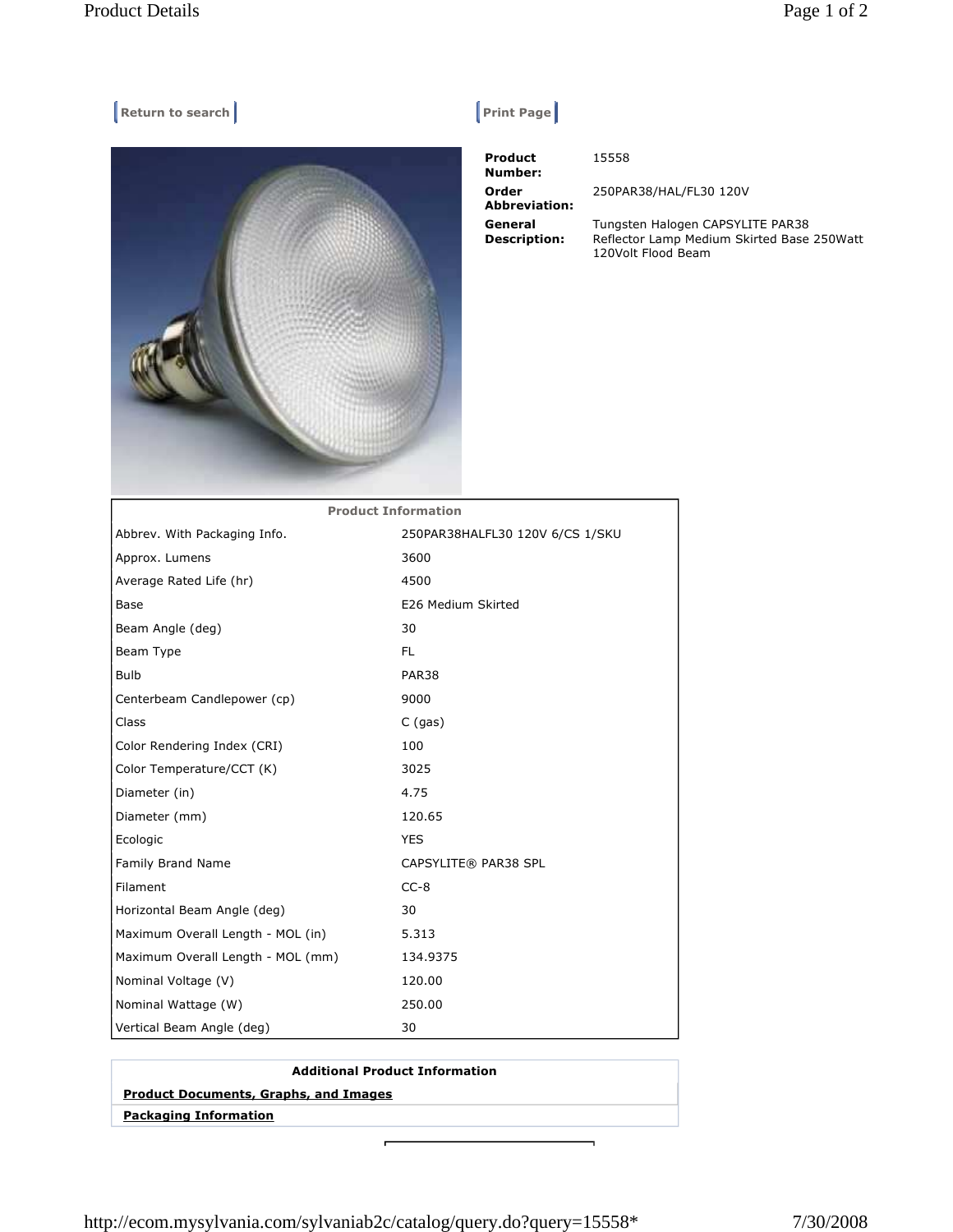Return to search

Print Page

**Product Number:** 15558

**Order Abbreviation:** 250PAR38/HAL/FL30 120V

**General Description:** Tungsten Halogen CAPSYLITE PAR38 Reflector Lamp Medium Skirted Base 250Watt 120Volt Flood Beam

| Product Information | |
|---|---|
| Abbrev. With Packaging Info. | 250PAR38HALFL30 120V 6/CS 1/SKU |
| Approx. Lumens | 3600 |
| Average Rated Life (hr) | 4500 |
| Base | E26 Medium Skirted |
| Beam Angle (deg) | 30 |
| Beam Type | FL |
| Bulb | PAR38 |
| Centerbeam Candlepower (cp) | 9000 |
| Class | C (gas) |
| Color Rendering Index (CRI) | 100 |
| Color Temperature/CCT (K) | 3025 |
| Diameter (in) | 4.75 |
| Diameter (mm) | 120.65 |
| Ecologic | YES |
| Family Brand Name | CAPSYLITE® PAR38 SPL |
| Filament | CC-8 |
| Horizontal Beam Angle (deg) | 30 |
| Maximum Overall Length - MOL (in) | 5.313 |
| Maximum Overall Length - MOL (mm) | 134.9375 |
| Nominal Voltage (V) | 120.00 |
| Nominal Wattage (W) | 250.00 |
| Vertical Beam Angle (deg) | 30 |

**Additional Product Information**

**Product Documents, Graphs, and Images**

**Packaging Information**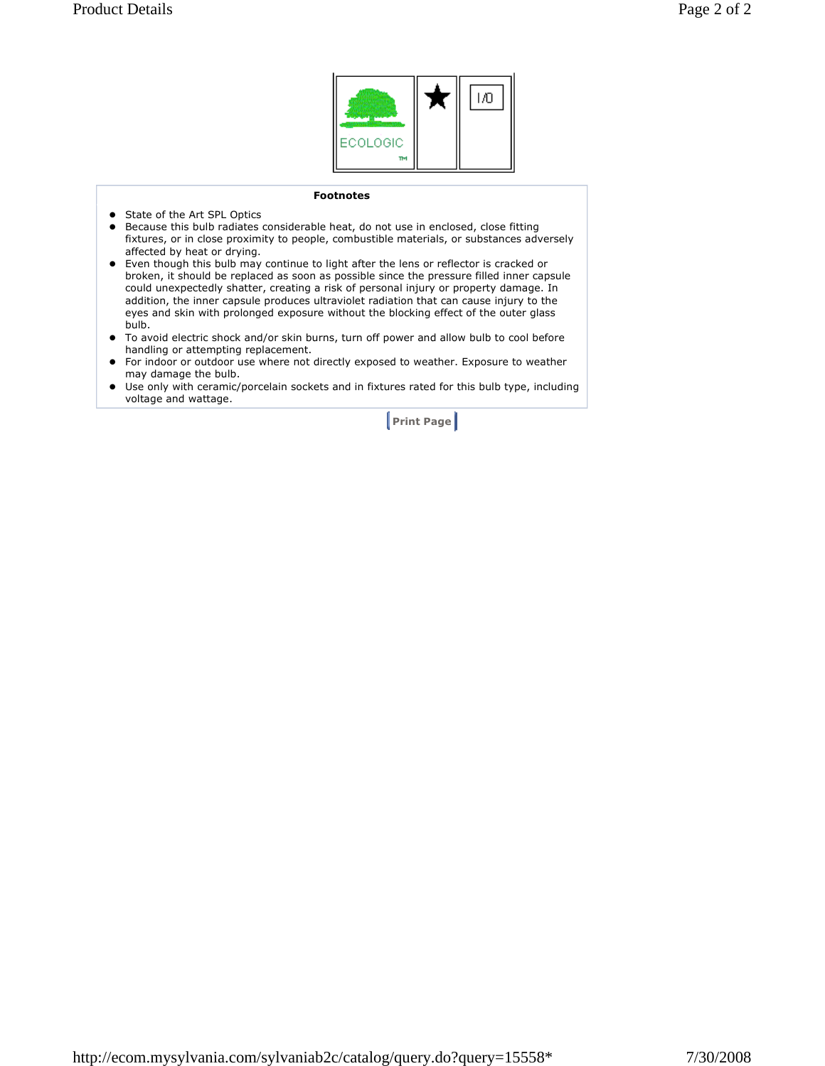ECOLOGIC™

★

I/O

**Footnotes**

- State of the Art SPL Optics
- Because this bulb radiates considerable heat, do not use in enclosed, close fitting fixtures, or in close proximity to people, combustible materials, or substances adversely affected by heat or drying.
- Even though this bulb may continue to light after the lens or reflector is cracked or broken, it should be replaced as soon as possible since the pressure filled inner capsule could unexpectedly shatter, creating a risk of personal injury or property damage. In addition, the inner capsule produces ultraviolet radiation that can cause injury to the eyes and skin with prolonged exposure without the blocking effect of the outer glass bulb.
- To avoid electric shock and/or skin burns, turn off power and allow bulb to cool before handling or attempting replacement.
- For indoor or outdoor use where not directly exposed to weather. Exposure to weather may damage the bulb.
- Use only with ceramic/porcelain sockets and in fixtures rated for this bulb type, including voltage and wattage.

Print Page